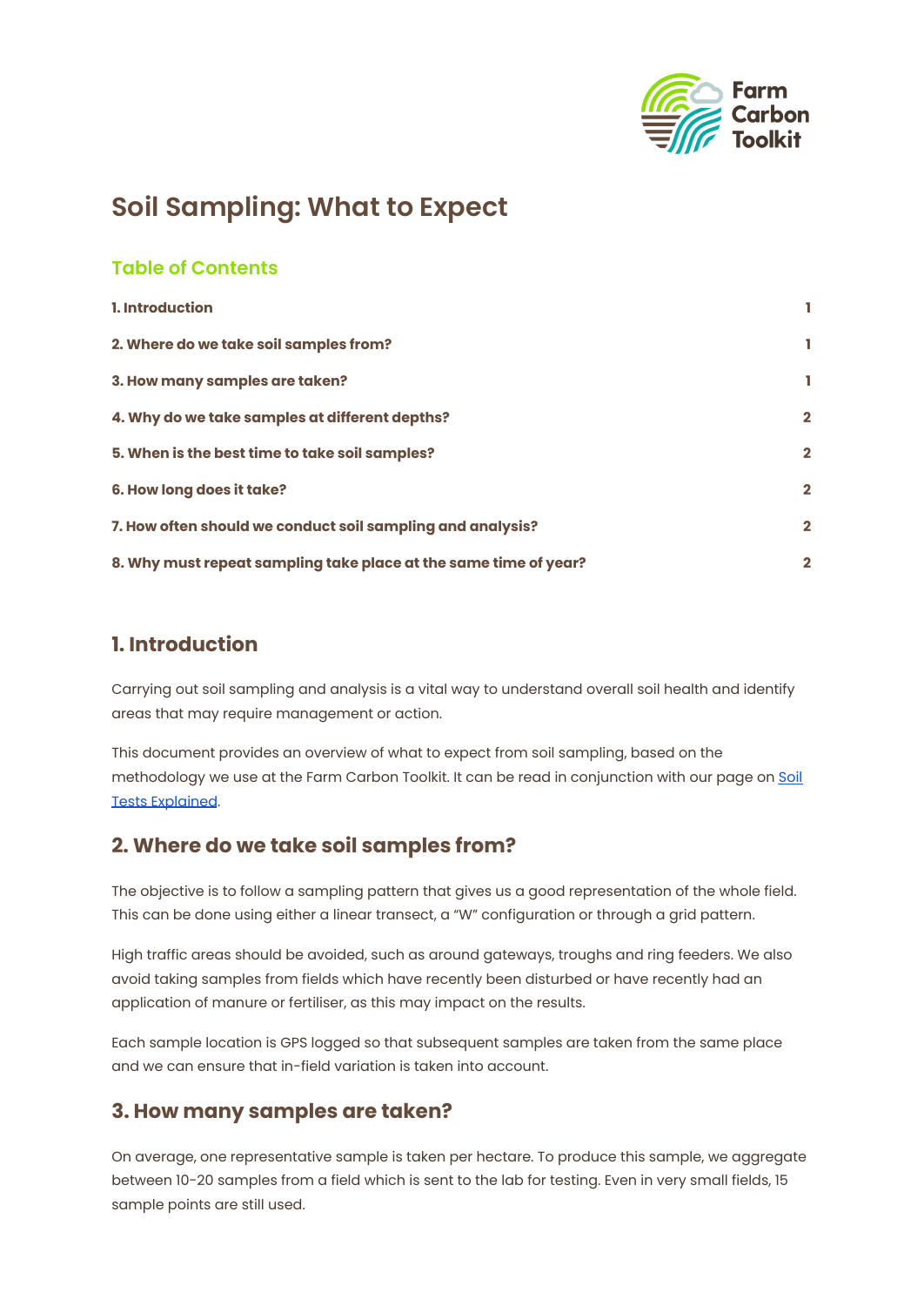# Soil Sampling: What to Expect

## Table of Contents

| | |
|---|---|
| **1. Introduction** | **1** |
| **2. Where do we take soil samples from?** | **1** |
| **3. How many samples are taken?** | **1** |
| **4. Why do we take samples at different depths?** | **2** |
| **5. When is the best time to take soil samples?** | **2** |
| **6. How long does it take?** | **2** |
| **7. How often should we conduct soil sampling and analysis?** | **2** |
| **8. Why must repeat sampling take place at the same time of year?** | **2** |

## 1. Introduction

Carrying out soil sampling and analysis is a vital way to understand overall soil health and identify areas that may require management or action.

This document provides an overview of what to expect from soil sampling, based on the methodology we use at the Farm Carbon Toolkit. It can be read in conjunction with our page on Soil Tests Explained.

## 2. Where do we take soil samples from?

The objective is to follow a sampling pattern that gives us a good representation of the whole field. This can be done using either a linear transect, a "W" configuration or through a grid pattern.

High traffic areas should be avoided, such as around gateways, troughs and ring feeders. We also avoid taking samples from fields which have recently been disturbed or have recently had an application of manure or fertiliser, as this may impact on the results.

Each sample location is GPS logged so that subsequent samples are taken from the same place and we can ensure that in-field variation is taken into account.

## 3. How many samples are taken?

On average, one representative sample is taken per hectare. To produce this sample, we aggregate between 10-20 samples from a field which is sent to the lab for testing. Even in very small fields, 15 sample points are still used.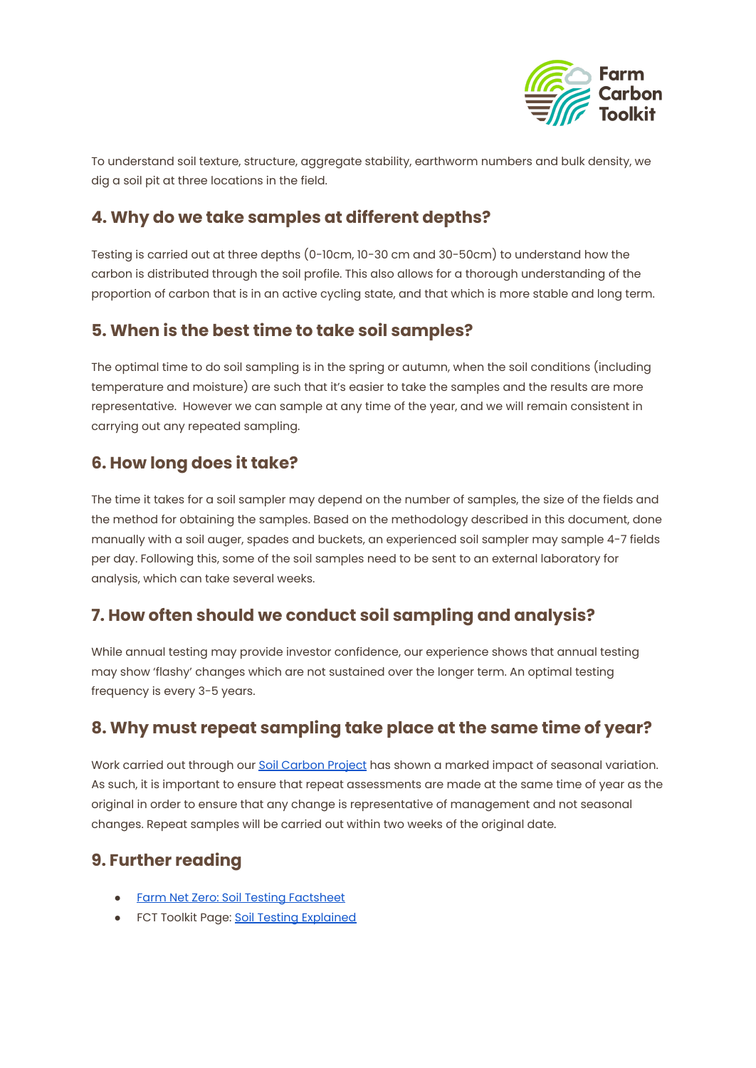To understand soil texture, structure, aggregate stability, earthworm numbers and bulk density, we dig a soil pit at three locations in the field.

## 4. Why do we take samples at different depths?

Testing is carried out at three depths (0-10cm, 10-30 cm and 30-50cm) to understand how the carbon is distributed through the soil profile. This also allows for a thorough understanding of the proportion of carbon that is in an active cycling state, and that which is more stable and long term.

## 5. When is the best time to take soil samples?

The optimal time to do soil sampling is in the spring or autumn, when the soil conditions (including temperature and moisture) are such that it's easier to take the samples and the results are more representative. However we can sample at any time of the year, and we will remain consistent in carrying out any repeated sampling.

## 6. How long does it take?

The time it takes for a soil sampler may depend on the number of samples, the size of the fields and the method for obtaining the samples. Based on the methodology described in this document, done manually with a soil auger, spades and buckets, an experienced soil sampler may sample 4-7 fields per day. Following this, some of the soil samples need to be sent to an external laboratory for analysis, which can take several weeks.

## 7. How often should we conduct soil sampling and analysis?

While annual testing may provide investor confidence, our experience shows that annual testing may show 'flashy' changes which are not sustained over the longer term. An optimal testing frequency is every 3-5 years.

## 8. Why must repeat sampling take place at the same time of year?

Work carried out through our [Soil Carbon Project] has shown a marked impact of seasonal variation. As such, it is important to ensure that repeat assessments are made at the same time of year as the original in order to ensure that any change is representative of management and not seasonal changes. Repeat samples will be carried out within two weeks of the original date.

## 9. Further reading

- [Farm Net Zero: Soil Testing Factsheet]
- FCT Toolkit Page: [Soil Testing Explained]